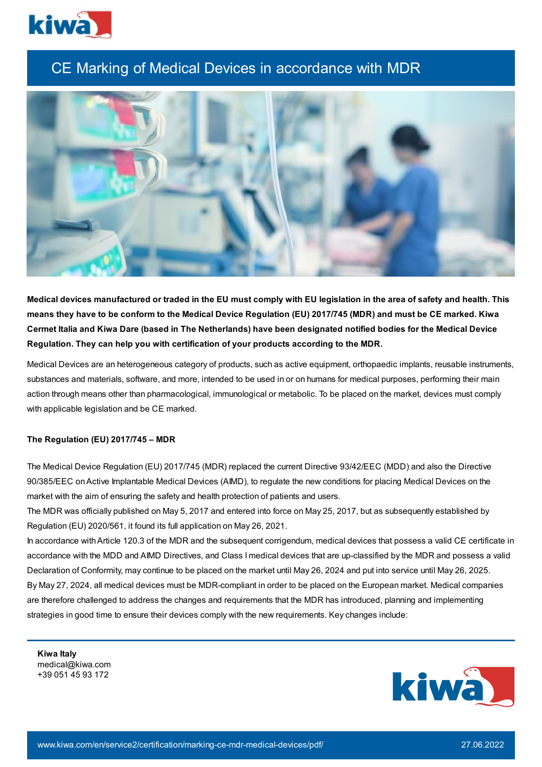# CE Marking of Medical Devices in accordance with MDR

**Medical devices manufactured or traded in the EU must comply with EU legislation in the area of safety and health. This means they have to be conform to the Medical Device Regulation (EU) 2017/745 (MDR) and must be CE marked. Kiwa Cermet Italia and Kiwa Dare (based in The Netherlands) have been designated notified bodies for the Medical Device Regulation. They can help you with certification of your products according to the MDR.**

Medical Devices are an heterogeneous category of products, such as active equipment, orthopaedic implants, reusable instruments, substances and materials, software, and more, intended to be used in or on humans for medical purposes, performing their main action through means other than pharmacological, immunological or metabolic. To be placed on the market, devices must comply with applicable legislation and be CE marked.

**The Regulation (EU) 2017/745 – MDR**

The Medical Device Regulation (EU) 2017/745 (MDR) replaced the current Directive 93/42/EEC (MDD) and also the Directive 90/385/EEC on Active Implantable Medical Devices (AIMD), to regulate the new conditions for placing Medical Devices on the market with the aim of ensuring the safety and health protection of patients and users.

The MDR was officially published on May 5, 2017 and entered into force on May 25, 2017, but as subsequently established by Regulation (EU) 2020/561, it found its full application on May 26, 2021.

In accordance with Article 120.3 of the MDR and the subsequent corrigendum, medical devices that possess a valid CE certificate in accordance with the MDD and AIMD Directives, and Class I medical devices that are up-classified by the MDR and possess a valid Declaration of Conformity, may continue to be placed on the market until May 26, 2024 and put into service until May 26, 2025.

By May 27, 2024, all medical devices must be MDR-compliant in order to be placed on the European market. Medical companies are therefore challenged to address the changes and requirements that the MDR has introduced, planning and implementing strategies in good time to ensure their devices comply with the new requirements. Key changes include:

**Kiwa Italy**
medical@kiwa.com
+39 051 45 93 172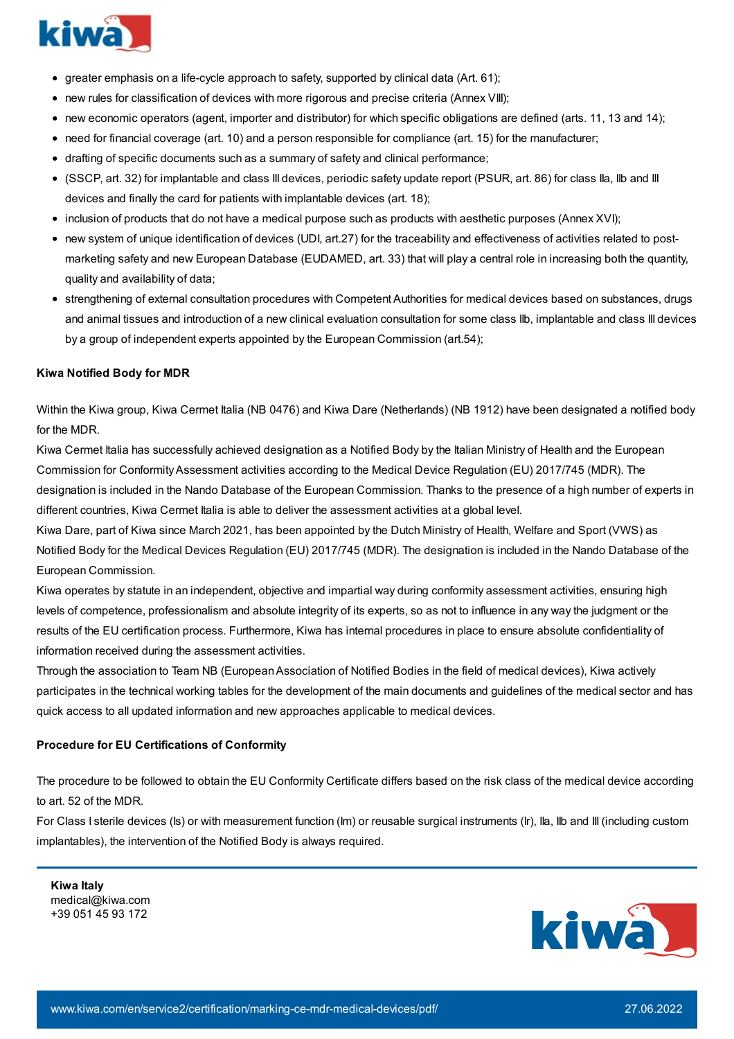- greater emphasis on a life-cycle approach to safety, supported by clinical data (Art. 61);
- new rules for classification of devices with more rigorous and precise criteria (Annex VIII);
- new economic operators (agent, importer and distributor) for which specific obligations are defined (arts. 11, 13 and 14);
- need for financial coverage (art. 10) and a person responsible for compliance (art. 15) for the manufacturer;
- drafting of specific documents such as a summary of safety and clinical performance;
- (SSCP, art. 32) for implantable and class III devices, periodic safety update report (PSUR, art. 86) for class IIa, IIb and III devices and finally the card for patients with implantable devices (art. 18);
- inclusion of products that do not have a medical purpose such as products with aesthetic purposes (Annex XVI);
- new system of unique identification of devices (UDI, art.27) for the traceability and effectiveness of activities related to post-marketing safety and new European Database (EUDAMED, art. 33) that will play a central role in increasing both the quantity, quality and availability of data;
- strengthening of external consultation procedures with Competent Authorities for medical devices based on substances, drugs and animal tissues and introduction of a new clinical evaluation consultation for some class IIb, implantable and class III devices by a group of independent experts appointed by the European Commission (art.54);

**Kiwa Notified Body for MDR**

Within the Kiwa group, Kiwa Cermet Italia (NB 0476) and Kiwa Dare (Netherlands) (NB 1912) have been designated a notified body for the MDR.
Kiwa Cermet Italia has successfully achieved designation as a Notified Body by the Italian Ministry of Health and the European Commission for Conformity Assessment activities according to the Medical Device Regulation (EU) 2017/745 (MDR). The designation is included in the Nando Database of the European Commission. Thanks to the presence of a high number of experts in different countries, Kiwa Cermet Italia is able to deliver the assessment activities at a global level.
Kiwa Dare, part of Kiwa since March 2021, has been appointed by the Dutch Ministry of Health, Welfare and Sport (VWS) as Notified Body for the Medical Devices Regulation (EU) 2017/745 (MDR). The designation is included in the Nando Database of the European Commission.
Kiwa operates by statute in an independent, objective and impartial way during conformity assessment activities, ensuring high levels of competence, professionalism and absolute integrity of its experts, so as not to influence in any way the judgment or the results of the EU certification process. Furthermore, Kiwa has internal procedures in place to ensure absolute confidentiality of information received during the assessment activities.
Through the association to Team NB (European Association of Notified Bodies in the field of medical devices), Kiwa actively participates in the technical working tables for the development of the main documents and guidelines of the medical sector and has quick access to all updated information and new approaches applicable to medical devices.

**Procedure for EU Certifications of Conformity**

The procedure to be followed to obtain the EU Conformity Certificate differs based on the risk class of the medical device according to art. 52 of the MDR.
For Class I sterile devices (Is) or with measurement function (Im) or reusable surgical instruments (Ir), IIa, IIb and III (including custom implantables), the intervention of the Notified Body is always required.

**Kiwa Italy**
medical@kiwa.com
+39 051 45 93 172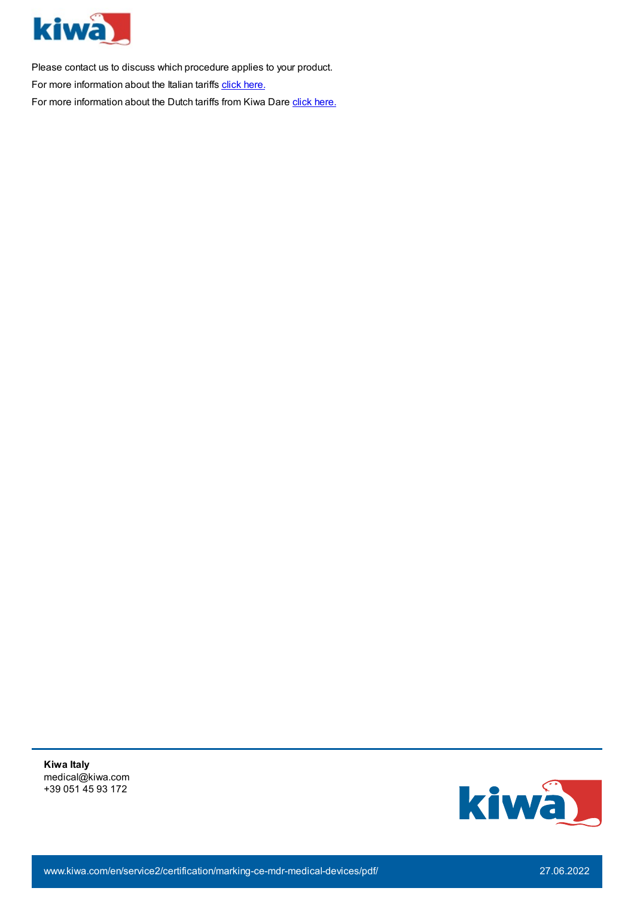Please contact us to discuss which procedure applies to your product.

For more information about the Italian tariffs click here.

For more information about the Dutch tariffs from Kiwa Dare click here.

**Kiwa Italy**
medical@kiwa.com
+39 051 45 93 172